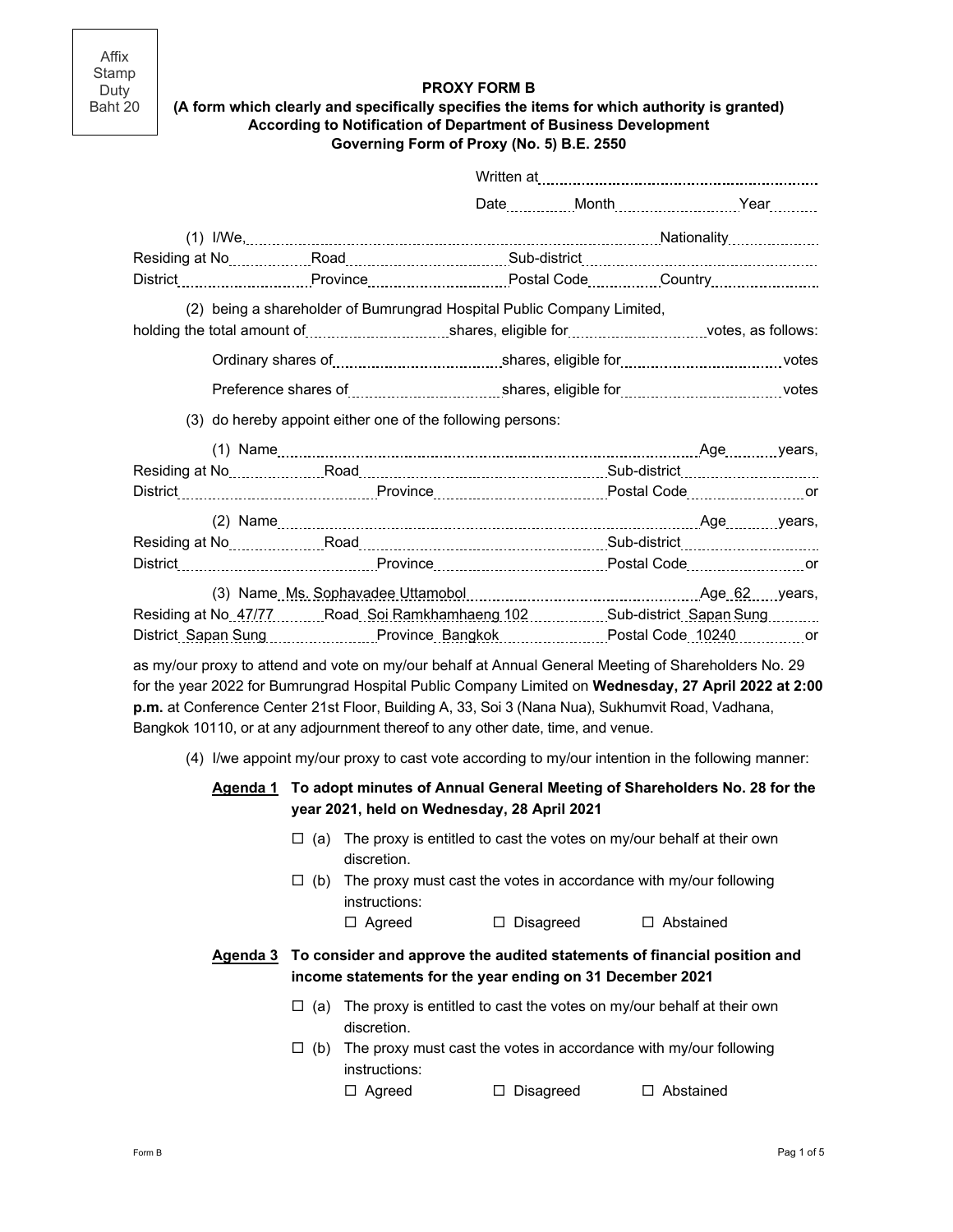Affix Stamp Duty Baht 20

**PROXY FORM B**
**(A form which clearly and specifically specifies the items for which authority is granted)**
**According to Notification of Department of Business Development**
**Governing Form of Proxy (No. 5) B.E. 2550**

Written at ..........................................................

Date .............. Month .......................... Year ..........

(1) I/We, ............................................................................................ Nationality ....................
Residing at No .............. Road ............................ Sub-district ........................................
District ........................... Province ............................ Postal Code ............... Country .......................

(2) being a shareholder of Bumrungrad Hospital Public Company Limited,
holding the total amount of ........................... shares, eligible for .......................... votes, as follows:

Ordinary shares of ................................ shares, eligible for ................................ votes

Preference shares of ............................ shares, eligible for ................................ votes

(3) do hereby appoint either one of the following persons:

(1) Name ........................................................................................ Age .......... years,
Residing at No .................. Road ............................................. Sub-district .............................
District ........................................ Province ................................. Postal Code ....................... or

(2) Name ........................................................................................ Age .......... years,
Residing at No .................. Road ............................................. Sub-district .............................
District ........................................ Province ................................. Postal Code ....................... or

(3) Name Ms. Sophavadee Uttamobol ........................................ Age 62 years,
Residing at No 47/77 Road Soi Ramkhamhaeng 102 Sub-district Sapan Sung
District Sapan Sung Province Bangkok Postal Code 10240 or

as my/our proxy to attend and vote on my/our behalf at Annual General Meeting of Shareholders No. 29 for the year 2022 for Bumrungrad Hospital Public Company Limited on **Wednesday, 27 April 2022 at 2:00 p.m.** at Conference Center 21st Floor, Building A, 33, Soi 3 (Nana Nua), Sukhumvit Road, Vadhana, Bangkok 10110, or at any adjournment thereof to any other date, time, and venue.

(4) I/we appoint my/our proxy to cast vote according to my/our intention in the following manner:

**<u>Agenda 1</u> To adopt minutes of Annual General Meeting of Shareholders No. 28 for the year 2021, held on Wednesday, 28 April 2021**

☐ (a) The proxy is entitled to cast the votes on my/our behalf at their own discretion.

☐ (b) The proxy must cast the votes in accordance with my/our following instructions:

☐ Agreed ☐ Disagreed ☐ Abstained

**<u>Agenda 3</u> To consider and approve the audited statements of financial position and income statements for the year ending on 31 December 2021**

☐ (a) The proxy is entitled to cast the votes on my/our behalf at their own discretion.

☐ (b) The proxy must cast the votes in accordance with my/our following instructions:

☐ Agreed ☐ Disagreed ☐ Abstained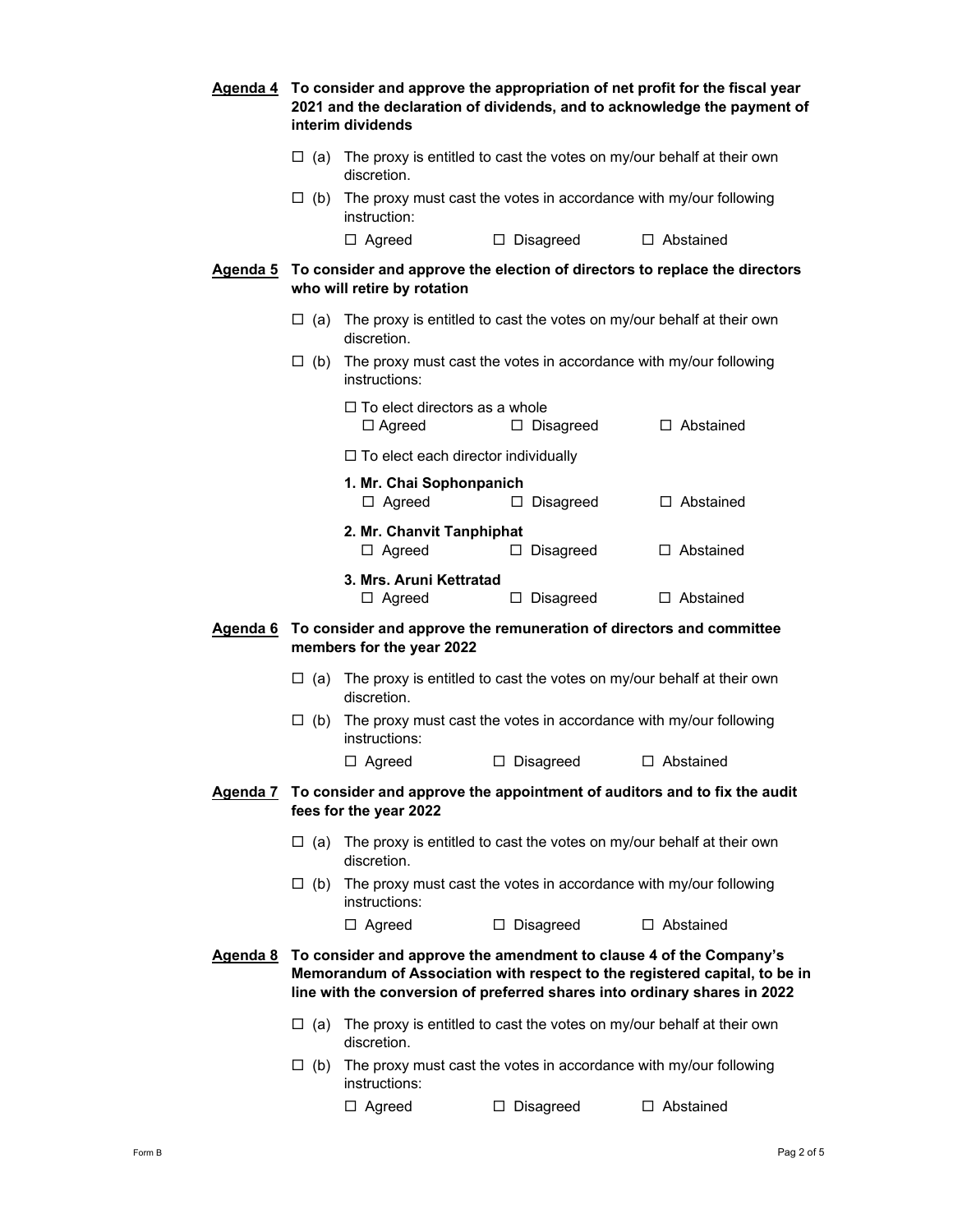**<u>Agenda 4</u> To consider and approve the appropriation of net profit for the fiscal year 2021 and the declaration of dividends, and to acknowledge the payment of interim dividends**

☐ (a) The proxy is entitled to cast the votes on my/our behalf at their own discretion.

☐ (b) The proxy must cast the votes in accordance with my/our following instruction:

☐ Agreed ☐ Disagreed ☐ Abstained

**<u>Agenda 5</u> To consider and approve the election of directors to replace the directors who will retire by rotation**

☐ (a) The proxy is entitled to cast the votes on my/our behalf at their own discretion.

☐ (b) The proxy must cast the votes in accordance with my/our following instructions:

☐ To elect directors as a whole
☐ Agreed ☐ Disagreed ☐ Abstained

☐ To elect each director individually

**1. Mr. Chai Sophonpanich**
☐ Agreed ☐ Disagreed ☐ Abstained

**2. Mr. Chanvit Tanphiphat**
☐ Agreed ☐ Disagreed ☐ Abstained

**3. Mrs. Aruni Kettratad**
☐ Agreed ☐ Disagreed ☐ Abstained

**<u>Agenda 6</u> To consider and approve the remuneration of directors and committee members for the year 2022**

☐ (a) The proxy is entitled to cast the votes on my/our behalf at their own discretion.

☐ (b) The proxy must cast the votes in accordance with my/our following instructions:

☐ Agreed ☐ Disagreed ☐ Abstained

**<u>Agenda 7</u> To consider and approve the appointment of auditors and to fix the audit fees for the year 2022**

☐ (a) The proxy is entitled to cast the votes on my/our behalf at their own discretion.

☐ (b) The proxy must cast the votes in accordance with my/our following instructions:

☐ Agreed ☐ Disagreed ☐ Abstained

**<u>Agenda 8</u> To consider and approve the amendment to clause 4 of the Company's Memorandum of Association with respect to the registered capital, to be in line with the conversion of preferred shares into ordinary shares in 2022**

☐ (a) The proxy is entitled to cast the votes on my/our behalf at their own discretion.

☐ (b) The proxy must cast the votes in accordance with my/our following instructions:

☐ Agreed ☐ Disagreed ☐ Abstained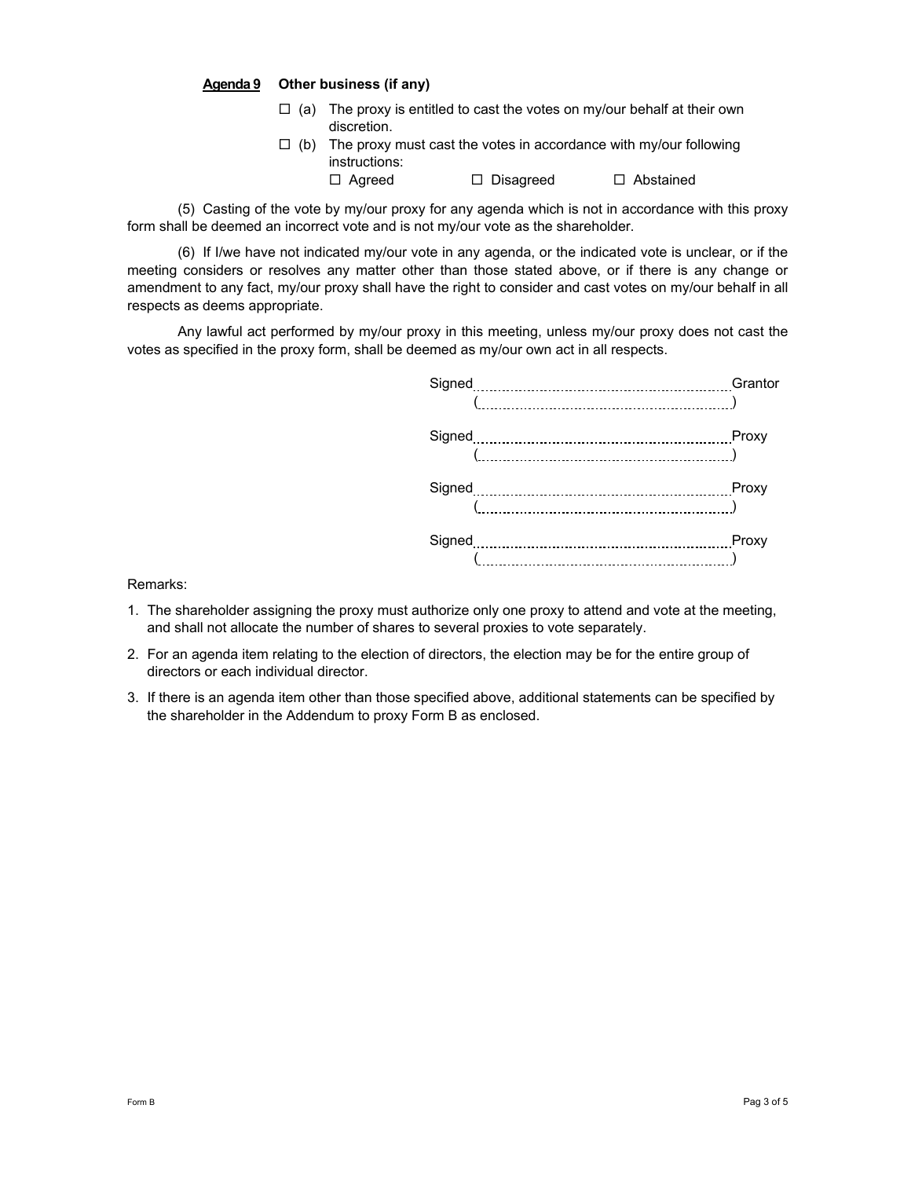**Agenda 9** **Other business (if any)**

☐ (a) The proxy is entitled to cast the votes on my/our behalf at their own discretion.

☐ (b) The proxy must cast the votes in accordance with my/our following instructions:

☐ Agreed ☐ Disagreed ☐ Abstained

(5) Casting of the vote by my/our proxy for any agenda which is not in accordance with this proxy form shall be deemed an incorrect vote and is not my/our vote as the shareholder.

(6) If I/we have not indicated my/our vote in any agenda, or the indicated vote is unclear, or if the meeting considers or resolves any matter other than those stated above, or if there is any change or amendment to any fact, my/our proxy shall have the right to consider and cast votes on my/our behalf in all respects as deems appropriate.

Any lawful act performed by my/our proxy in this meeting, unless my/our proxy does not cast the votes as specified in the proxy form, shall be deemed as my/our own act in all respects.

Signed............................................................Grantor
(............................................................)

Signed............................................................Proxy
(............................................................)

Signed............................................................Proxy
(............................................................)

Signed............................................................Proxy
(............................................................)

Remarks:

1. The shareholder assigning the proxy must authorize only one proxy to attend and vote at the meeting, and shall not allocate the number of shares to several proxies to vote separately.
2. For an agenda item relating to the election of directors, the election may be for the entire group of directors or each individual director.
3. If there is an agenda item other than those specified above, additional statements can be specified by the shareholder in the Addendum to proxy Form B as enclosed.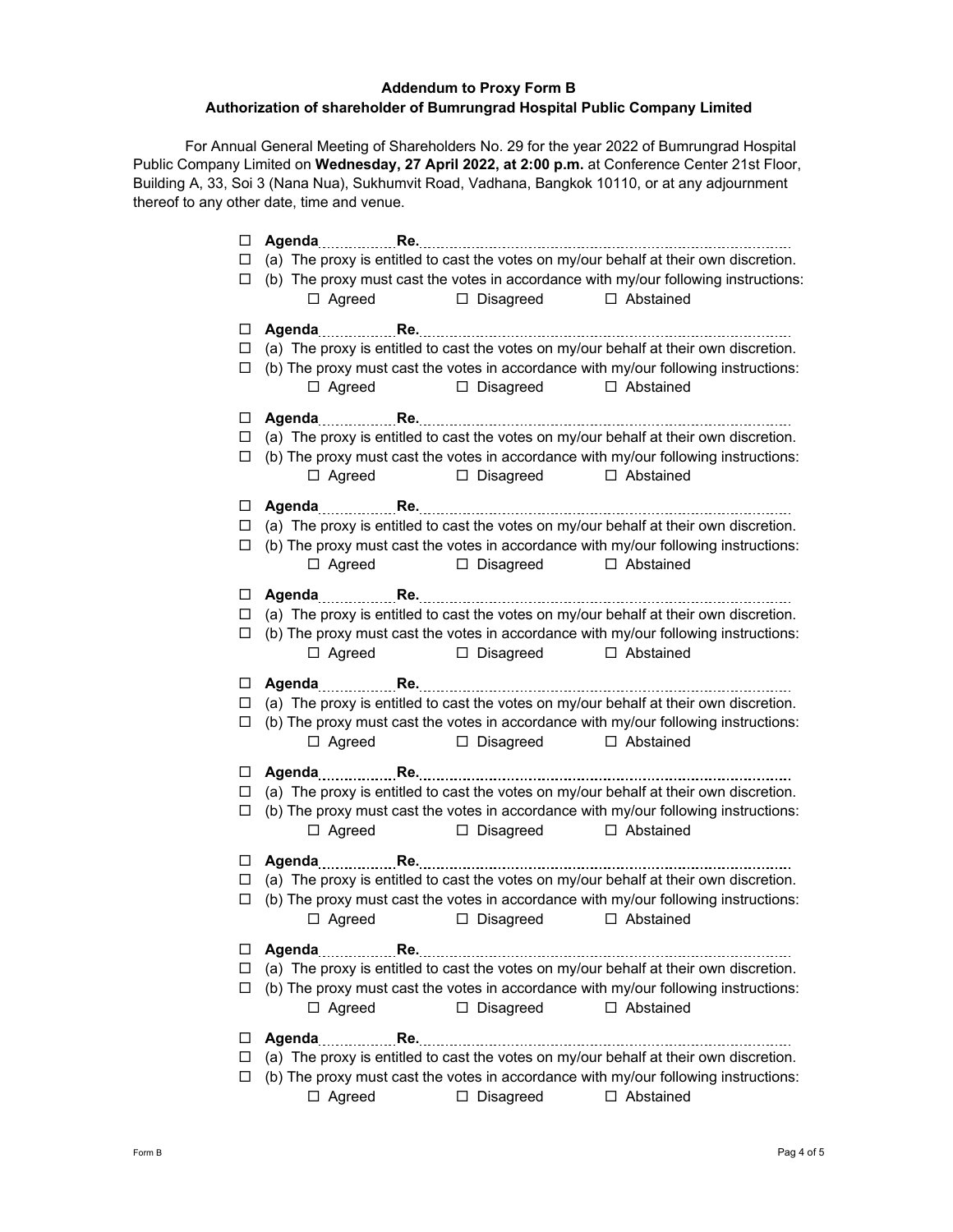**Addendum to Proxy Form B**
**Authorization of shareholder of Bumrungrad Hospital Public Company Limited**

For Annual General Meeting of Shareholders No. 29 for the year 2022 of Bumrungrad Hospital Public Company Limited on **Wednesday, 27 April 2022, at 2:00 p.m.** at Conference Center 21st Floor, Building A, 33, Soi 3 (Nana Nua), Sukhumvit Road, Vadhana, Bangkok 10110, or at any adjournment thereof to any other date, time and venue.

☐ **Agenda**................**Re.**..........................................................................................
☐ (a) The proxy is entitled to cast the votes on my/our behalf at their own discretion.
☐ (b) The proxy must cast the votes in accordance with my/our following instructions:
☐ Agreed ☐ Disagreed ☐ Abstained

☐ **Agenda**................**Re.**..........................................................................................
☐ (a) The proxy is entitled to cast the votes on my/our behalf at their own discretion.
☐ (b) The proxy must cast the votes in accordance with my/our following instructions:
☐ Agreed ☐ Disagreed ☐ Abstained

☐ **Agenda**................**Re.**..........................................................................................
☐ (a) The proxy is entitled to cast the votes on my/our behalf at their own discretion.
☐ (b) The proxy must cast the votes in accordance with my/our following instructions:
☐ Agreed ☐ Disagreed ☐ Abstained

☐ **Agenda**................**Re.**..........................................................................................
☐ (a) The proxy is entitled to cast the votes on my/our behalf at their own discretion.
☐ (b) The proxy must cast the votes in accordance with my/our following instructions:
☐ Agreed ☐ Disagreed ☐ Abstained

☐ **Agenda**................**Re.**..........................................................................................
☐ (a) The proxy is entitled to cast the votes on my/our behalf at their own discretion.
☐ (b) The proxy must cast the votes in accordance with my/our following instructions:
☐ Agreed ☐ Disagreed ☐ Abstained

☐ **Agenda**................**Re.**..........................................................................................
☐ (a) The proxy is entitled to cast the votes on my/our behalf at their own discretion.
☐ (b) The proxy must cast the votes in accordance with my/our following instructions:
☐ Agreed ☐ Disagreed ☐ Abstained

☐ **Agenda**................**Re.**..........................................................................................
☐ (a) The proxy is entitled to cast the votes on my/our behalf at their own discretion.
☐ (b) The proxy must cast the votes in accordance with my/our following instructions:
☐ Agreed ☐ Disagreed ☐ Abstained

☐ **Agenda**................**Re.**..........................................................................................
☐ (a) The proxy is entitled to cast the votes on my/our behalf at their own discretion.
☐ (b) The proxy must cast the votes in accordance with my/our following instructions:
☐ Agreed ☐ Disagreed ☐ Abstained

☐ **Agenda**................**Re.**..........................................................................................
☐ (a) The proxy is entitled to cast the votes on my/our behalf at their own discretion.
☐ (b) The proxy must cast the votes in accordance with my/our following instructions:
☐ Agreed ☐ Disagreed ☐ Abstained

☐ **Agenda**................**Re.**..........................................................................................
☐ (a) The proxy is entitled to cast the votes on my/our behalf at their own discretion.
☐ (b) The proxy must cast the votes in accordance with my/our following instructions:
☐ Agreed ☐ Disagreed ☐ Abstained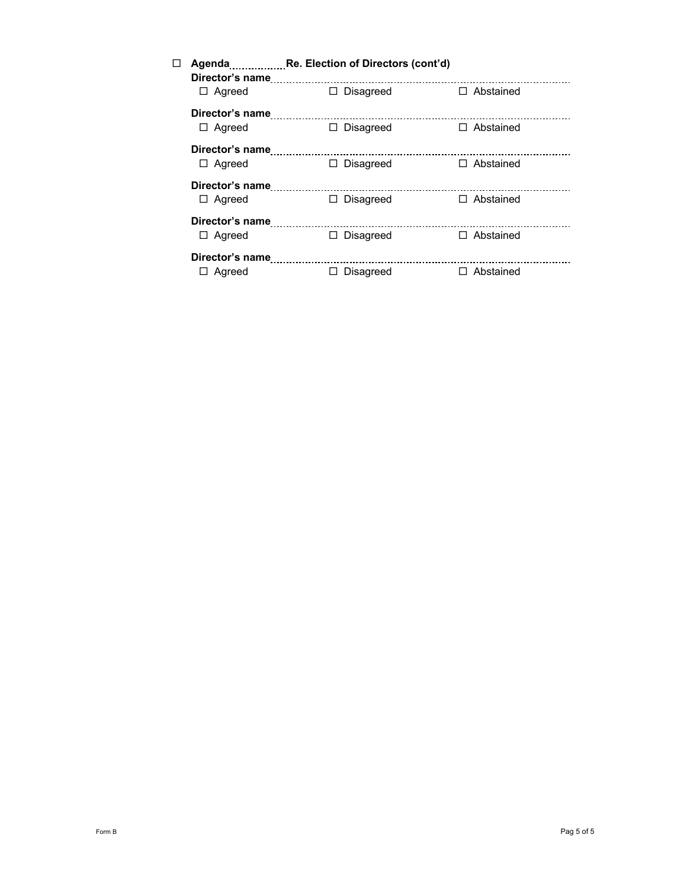☐ **Agenda..................Re. Election of Directors (cont'd)**

**Director's name**..........................................................................................

☐ Agreed ☐ Disagreed ☐ Abstained

**Director's name**..........................................................................................

☐ Agreed ☐ Disagreed ☐ Abstained

**Director's name**..........................................................................................

☐ Agreed ☐ Disagreed ☐ Abstained

**Director's name**..........................................................................................

☐ Agreed ☐ Disagreed ☐ Abstained

**Director's name**..........................................................................................

☐ Agreed ☐ Disagreed ☐ Abstained

**Director's name**..........................................................................................

☐ Agreed ☐ Disagreed ☐ Abstained

Form B